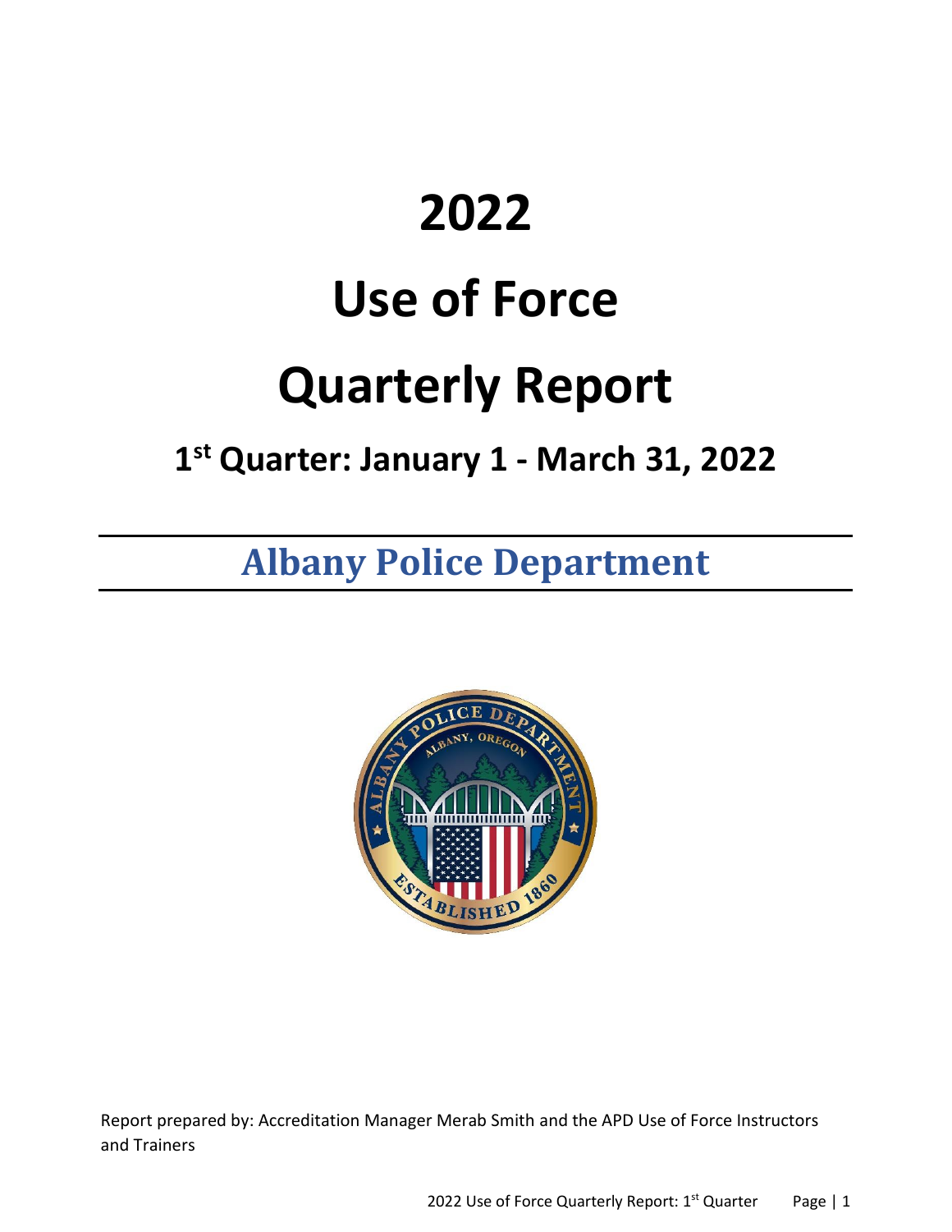# 2022

# Use of Force

# Quarterly Report

## 1st Quarter: January 1 - March 31, 2022

## Albany Police Department

Report prepared by: Accreditation Manager Merab Smith and the APD Use of Force Instructors and Trainers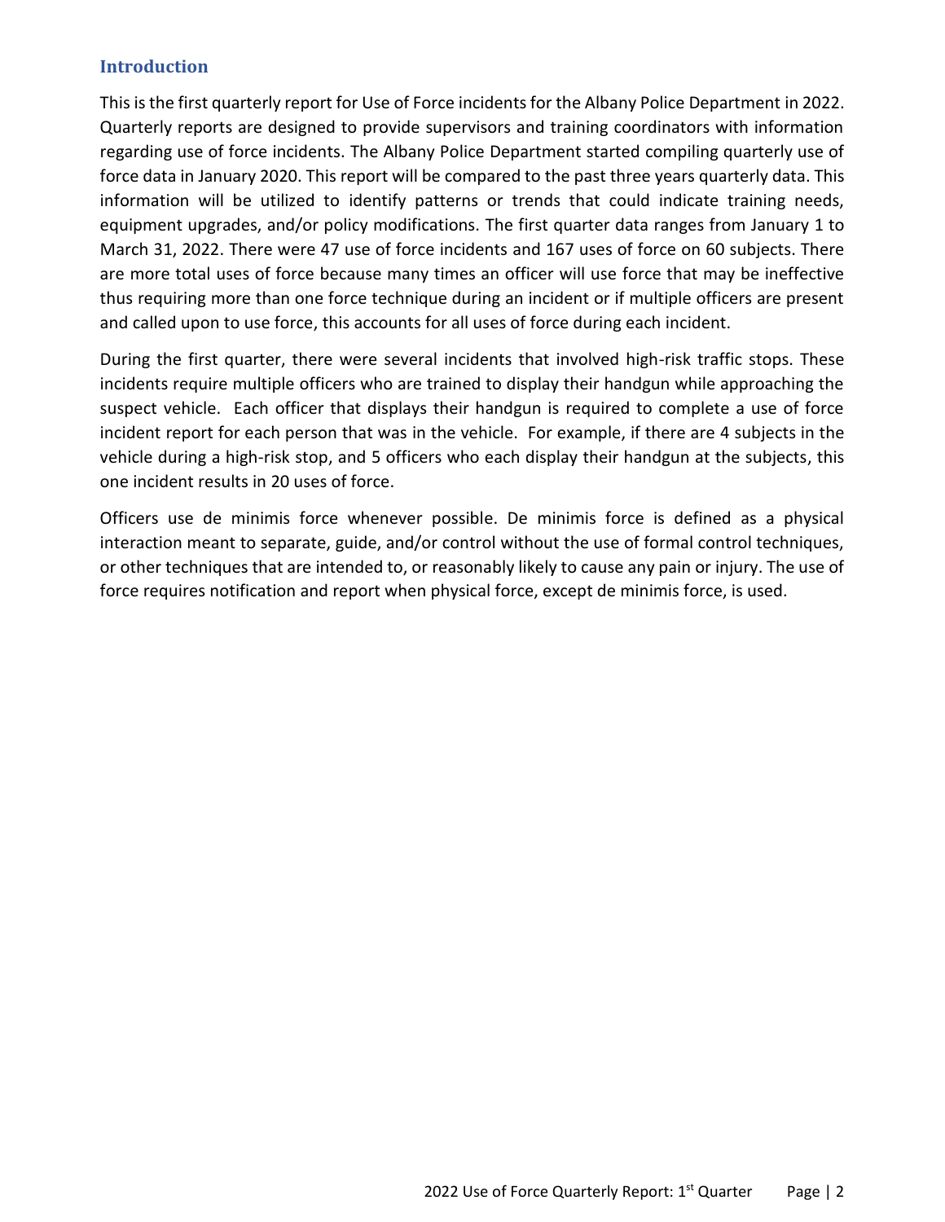## Introduction

This is the first quarterly report for Use of Force incidents for the Albany Police Department in 2022. Quarterly reports are designed to provide supervisors and training coordinators with information regarding use of force incidents. The Albany Police Department started compiling quarterly use of force data in January 2020. This report will be compared to the past three years quarterly data. This information will be utilized to identify patterns or trends that could indicate training needs, equipment upgrades, and/or policy modifications. The first quarter data ranges from January 1 to March 31, 2022. There were 47 use of force incidents and 167 uses of force on 60 subjects. There are more total uses of force because many times an officer will use force that may be ineffective thus requiring more than one force technique during an incident or if multiple officers are present and called upon to use force, this accounts for all uses of force during each incident.

During the first quarter, there were several incidents that involved high-risk traffic stops. These incidents require multiple officers who are trained to display their handgun while approaching the suspect vehicle. Each officer that displays their handgun is required to complete a use of force incident report for each person that was in the vehicle. For example, if there are 4 subjects in the vehicle during a high-risk stop, and 5 officers who each display their handgun at the subjects, this one incident results in 20 uses of force.

Officers use de minimis force whenever possible. De minimis force is defined as a physical interaction meant to separate, guide, and/or control without the use of formal control techniques, or other techniques that are intended to, or reasonably likely to cause any pain or injury. The use of force requires notification and report when physical force, except de minimis force, is used.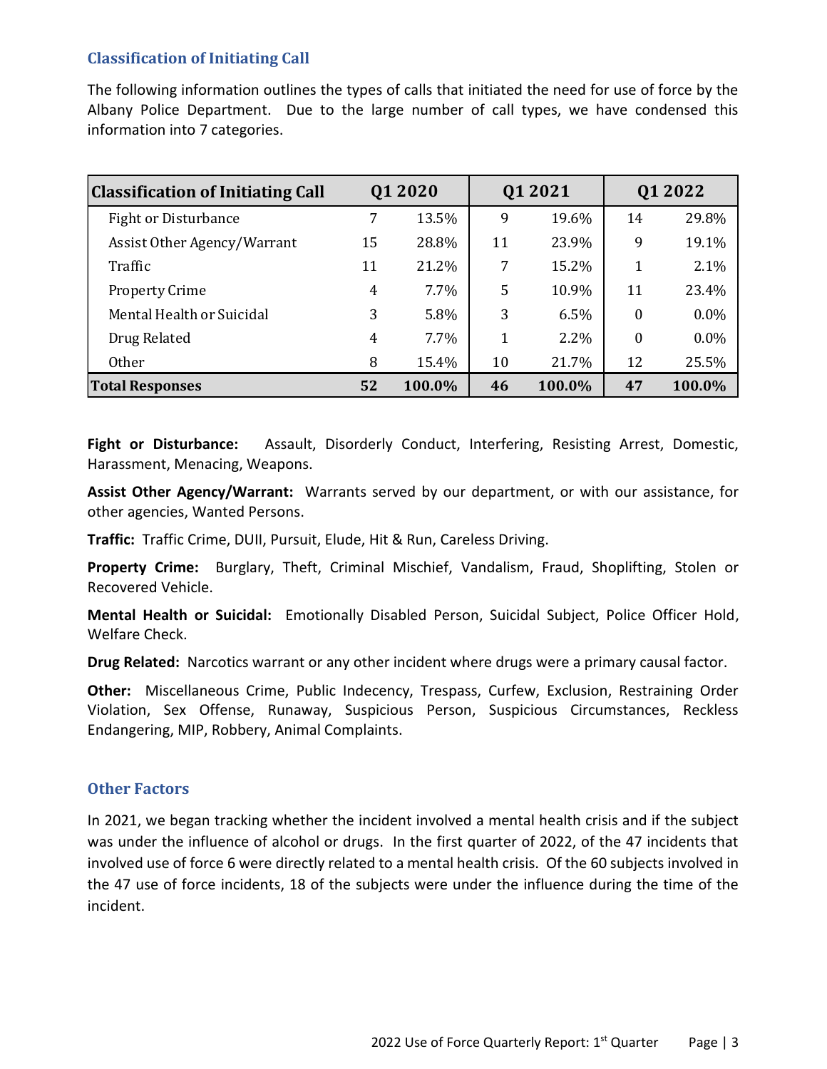## Classification of Initiating Call

The following information outlines the types of calls that initiated the need for use of force by the Albany Police Department. Due to the large number of call types, we have condensed this information into 7 categories.

| Classification of Initiating Call | Q1 2020 | | Q1 2021 | | Q1 2022 | |
|---|---|---|---|---|---|---|
| Fight or Disturbance | 7 | 13.5% | 9 | 19.6% | 14 | 29.8% |
| Assist Other Agency/Warrant | 15 | 28.8% | 11 | 23.9% | 9 | 19.1% |
| Traffic | 11 | 21.2% | 7 | 15.2% | 1 | 2.1% |
| Property Crime | 4 | 7.7% | 5 | 10.9% | 11 | 23.4% |
| Mental Health or Suicidal | 3 | 5.8% | 3 | 6.5% | 0 | 0.0% |
| Drug Related | 4 | 7.7% | 1 | 2.2% | 0 | 0.0% |
| Other | 8 | 15.4% | 10 | 21.7% | 12 | 25.5% |
| **Total Responses** | **52** | **100.0%** | **46** | **100.0%** | **47** | **100.0%** |

**Fight or Disturbance:** Assault, Disorderly Conduct, Interfering, Resisting Arrest, Domestic, Harassment, Menacing, Weapons.

**Assist Other Agency/Warrant:** Warrants served by our department, or with our assistance, for other agencies, Wanted Persons.

**Traffic:** Traffic Crime, DUII, Pursuit, Elude, Hit & Run, Careless Driving.

**Property Crime:** Burglary, Theft, Criminal Mischief, Vandalism, Fraud, Shoplifting, Stolen or Recovered Vehicle.

**Mental Health or Suicidal:** Emotionally Disabled Person, Suicidal Subject, Police Officer Hold, Welfare Check.

**Drug Related:** Narcotics warrant or any other incident where drugs were a primary causal factor.

**Other:** Miscellaneous Crime, Public Indecency, Trespass, Curfew, Exclusion, Restraining Order Violation, Sex Offense, Runaway, Suspicious Person, Suspicious Circumstances, Reckless Endangering, MIP, Robbery, Animal Complaints.

## Other Factors

In 2021, we began tracking whether the incident involved a mental health crisis and if the subject was under the influence of alcohol or drugs. In the first quarter of 2022, of the 47 incidents that involved use of force 6 were directly related to a mental health crisis. Of the 60 subjects involved in the 47 use of force incidents, 18 of the subjects were under the influence during the time of the incident.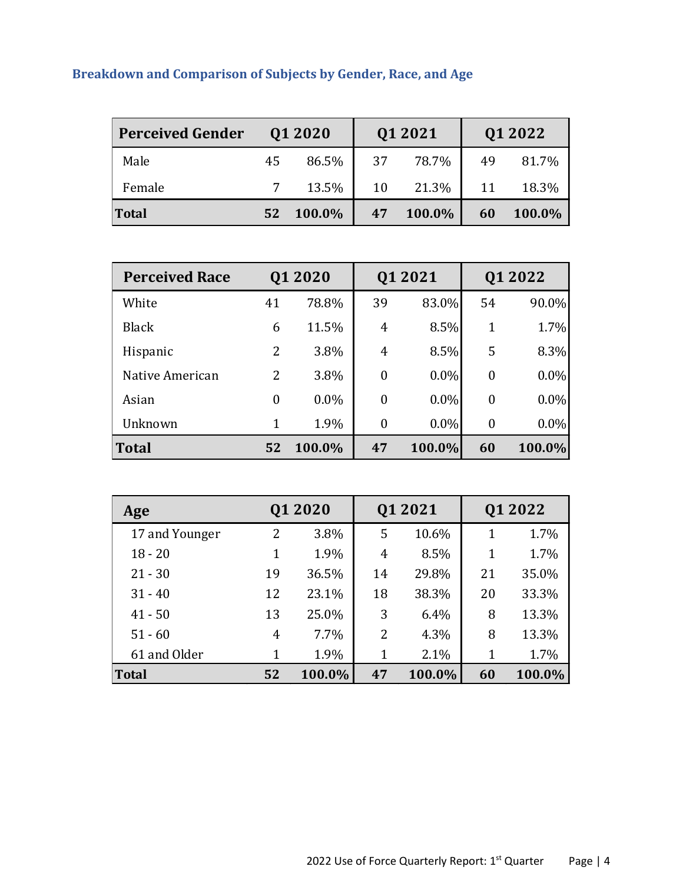## Breakdown and Comparison of Subjects by Gender, Race, and Age

| Perceived Gender | Q1 2020 | | Q1 2021 | | Q1 2022 | |
|---|---|---|---|---|---|---|
| Male | 45 | 86.5% | 37 | 78.7% | 49 | 81.7% |
| Female | 7 | 13.5% | 10 | 21.3% | 11 | 18.3% |
| **Total** | **52** | **100.0%** | **47** | **100.0%** | **60** | **100.0%** |

| Perceived Race | Q1 2020 | | Q1 2021 | | Q1 2022 | |
|---|---|---|---|---|---|---|
| White | 41 | 78.8% | 39 | 83.0% | 54 | 90.0% |
| Black | 6 | 11.5% | 4 | 8.5% | 1 | 1.7% |
| Hispanic | 2 | 3.8% | 4 | 8.5% | 5 | 8.3% |
| Native American | 2 | 3.8% | 0 | 0.0% | 0 | 0.0% |
| Asian | 0 | 0.0% | 0 | 0.0% | 0 | 0.0% |
| Unknown | 1 | 1.9% | 0 | 0.0% | 0 | 0.0% |
| **Total** | **52** | **100.0%** | **47** | **100.0%** | **60** | **100.0%** |

| Age | Q1 2020 | | Q1 2021 | | Q1 2022 | |
|---|---|---|---|---|---|---|
| 17 and Younger | 2 | 3.8% | 5 | 10.6% | 1 | 1.7% |
| 18 - 20 | 1 | 1.9% | 4 | 8.5% | 1 | 1.7% |
| 21 - 30 | 19 | 36.5% | 14 | 29.8% | 21 | 35.0% |
| 31 - 40 | 12 | 23.1% | 18 | 38.3% | 20 | 33.3% |
| 41 - 50 | 13 | 25.0% | 3 | 6.4% | 8 | 13.3% |
| 51 - 60 | 4 | 7.7% | 2 | 4.3% | 8 | 13.3% |
| 61 and Older | 1 | 1.9% | 1 | 2.1% | 1 | 1.7% |
| **Total** | **52** | **100.0%** | **47** | **100.0%** | **60** | **100.0%** |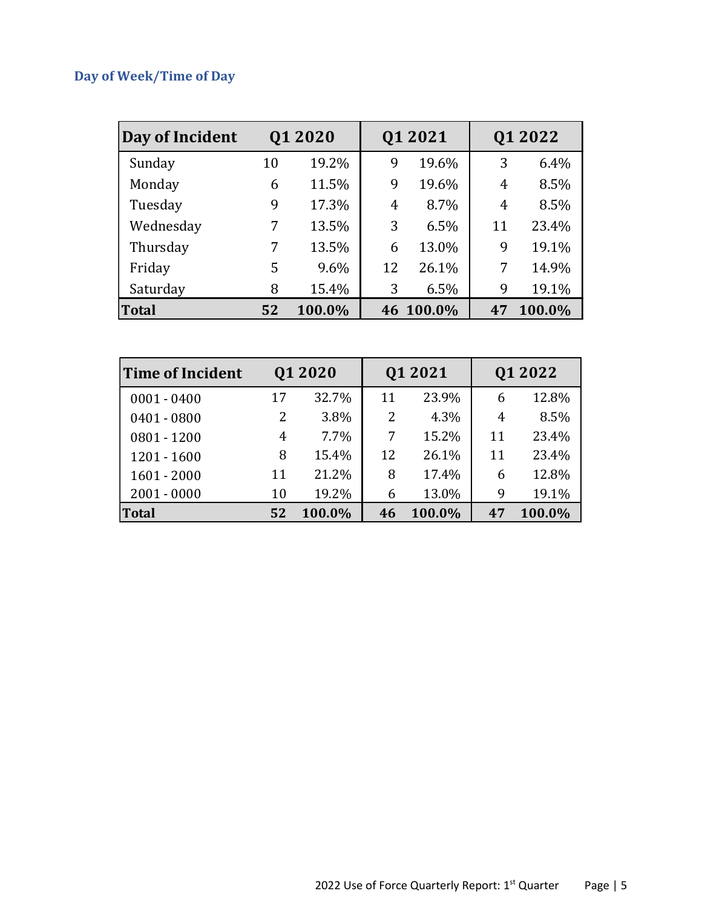### Day of Week/Time of Day

| Day of Incident | Q1 2020 | | Q1 2021 | | Q1 2022 | |
|---|---|---|---|---|---|---|
| Sunday | 10 | 19.2% | 9 | 19.6% | 3 | 6.4% |
| Monday | 6 | 11.5% | 9 | 19.6% | 4 | 8.5% |
| Tuesday | 9 | 17.3% | 4 | 8.7% | 4 | 8.5% |
| Wednesday | 7 | 13.5% | 3 | 6.5% | 11 | 23.4% |
| Thursday | 7 | 13.5% | 6 | 13.0% | 9 | 19.1% |
| Friday | 5 | 9.6% | 12 | 26.1% | 7 | 14.9% |
| Saturday | 8 | 15.4% | 3 | 6.5% | 9 | 19.1% |
| **Total** | **52** | **100.0%** | **46** | **100.0%** | **47** | **100.0%** |

| Time of Incident | Q1 2020 | | Q1 2021 | | Q1 2022 | |
|---|---|---|---|---|---|---|
| 0001 - 0400 | 17 | 32.7% | 11 | 23.9% | 6 | 12.8% |
| 0401 - 0800 | 2 | 3.8% | 2 | 4.3% | 4 | 8.5% |
| 0801 - 1200 | 4 | 7.7% | 7 | 15.2% | 11 | 23.4% |
| 1201 - 1600 | 8 | 15.4% | 12 | 26.1% | 11 | 23.4% |
| 1601 - 2000 | 11 | 21.2% | 8 | 17.4% | 6 | 12.8% |
| 2001 - 0000 | 10 | 19.2% | 6 | 13.0% | 9 | 19.1% |
| **Total** | **52** | **100.0%** | **46** | **100.0%** | **47** | **100.0%** |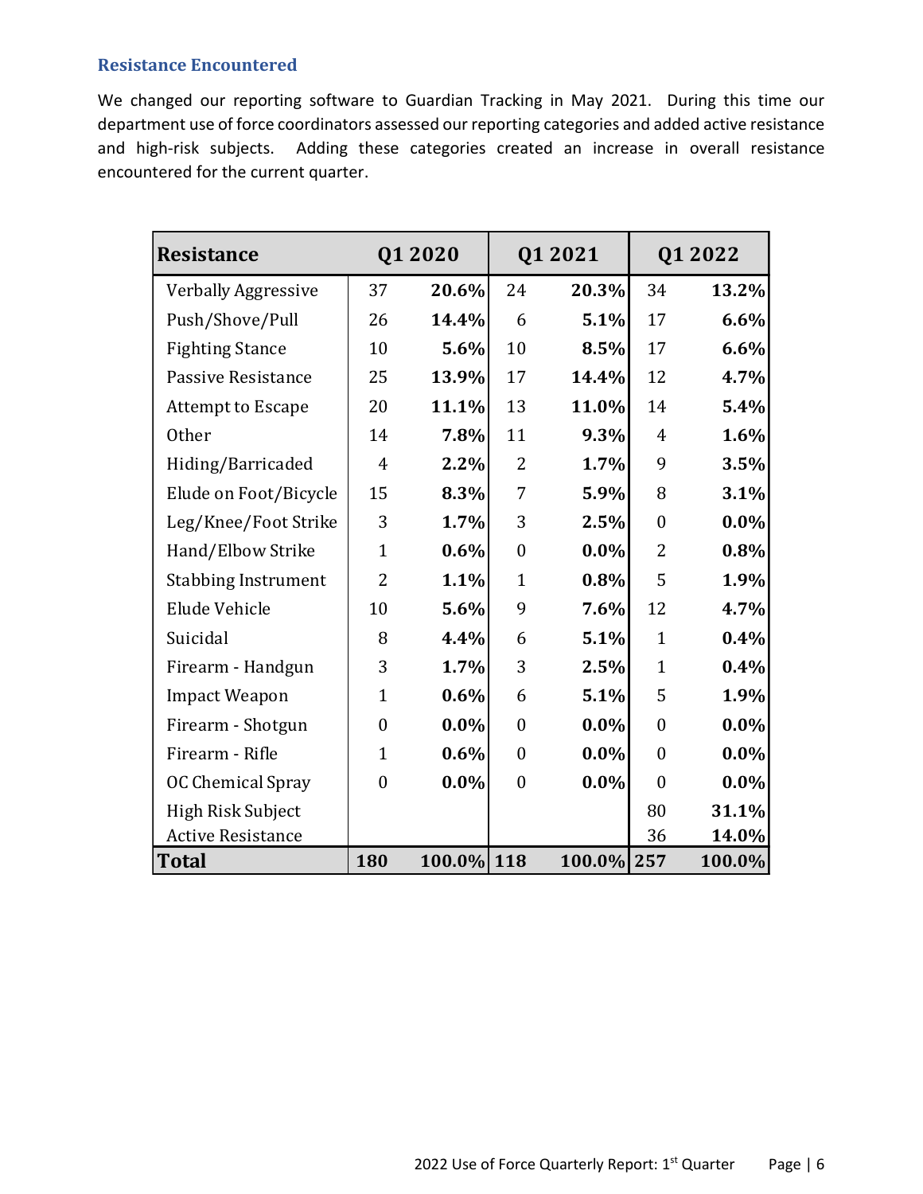### Resistance Encountered

We changed our reporting software to Guardian Tracking in May 2021. During this time our department use of force coordinators assessed our reporting categories and added active resistance and high-risk subjects. Adding these categories created an increase in overall resistance encountered for the current quarter.

| Resistance | Q1 2020 | | Q1 2021 | | Q1 2022 | |
|---|---|---|---|---|---|---|
| Verbally Aggressive | 37 | **20.6%** | 24 | **20.3%** | 34 | **13.2%** |
| Push/Shove/Pull | 26 | **14.4%** | 6 | **5.1%** | 17 | **6.6%** |
| Fighting Stance | 10 | **5.6%** | 10 | **8.5%** | 17 | **6.6%** |
| Passive Resistance | 25 | **13.9%** | 17 | **14.4%** | 12 | **4.7%** |
| Attempt to Escape | 20 | **11.1%** | 13 | **11.0%** | 14 | **5.4%** |
| Other | 14 | **7.8%** | 11 | **9.3%** | 4 | **1.6%** |
| Hiding/Barricaded | 4 | **2.2%** | 2 | **1.7%** | 9 | **3.5%** |
| Elude on Foot/Bicycle | 15 | **8.3%** | 7 | **5.9%** | 8 | **3.1%** |
| Leg/Knee/Foot Strike | 3 | **1.7%** | 3 | **2.5%** | 0 | **0.0%** |
| Hand/Elbow Strike | 1 | **0.6%** | 0 | **0.0%** | 2 | **0.8%** |
| Stabbing Instrument | 2 | **1.1%** | 1 | **0.8%** | 5 | **1.9%** |
| Elude Vehicle | 10 | **5.6%** | 9 | **7.6%** | 12 | **4.7%** |
| Suicidal | 8 | **4.4%** | 6 | **5.1%** | 1 | **0.4%** |
| Firearm - Handgun | 3 | **1.7%** | 3 | **2.5%** | 1 | **0.4%** |
| Impact Weapon | 1 | **0.6%** | 6 | **5.1%** | 5 | **1.9%** |
| Firearm - Shotgun | 0 | **0.0%** | 0 | **0.0%** | 0 | **0.0%** |
| Firearm - Rifle | 1 | **0.6%** | 0 | **0.0%** | 0 | **0.0%** |
| OC Chemical Spray | 0 | **0.0%** | 0 | **0.0%** | 0 | **0.0%** |
| High Risk Subject | | | | | 80 | **31.1%** |
| Active Resistance | | | | | 36 | **14.0%** |
| **Total** | **180** | **100.0%** | **118** | **100.0%** | **257** | **100.0%** |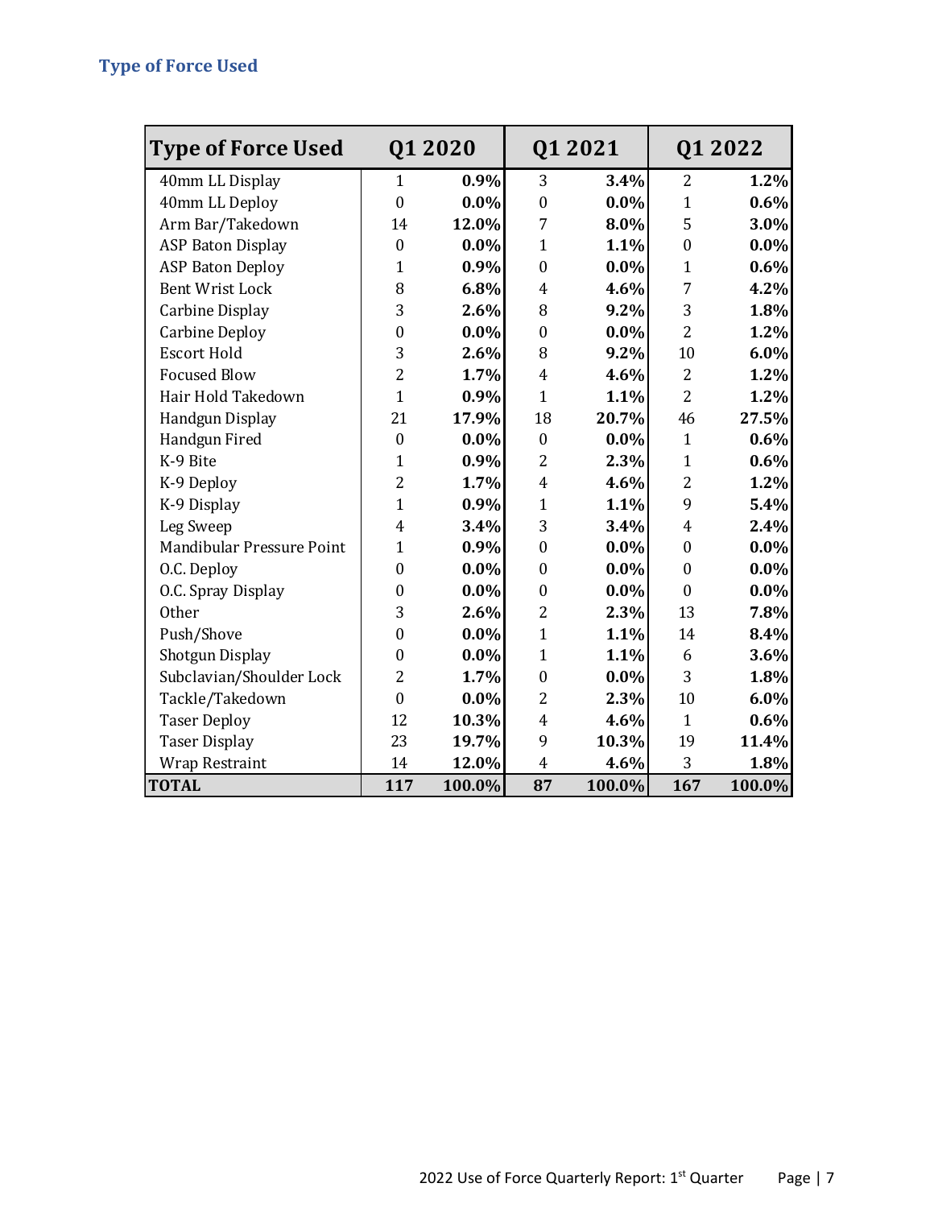## Type of Force Used

| Type of Force Used | Q1 2020 | | Q1 2021 | | Q1 2022 | |
|---|---|---|---|---|---|---|
| 40mm LL Display | 1 | **0.9%** | 3 | **3.4%** | 2 | **1.2%** |
| 40mm LL Deploy | 0 | **0.0%** | 0 | **0.0%** | 1 | **0.6%** |
| Arm Bar/Takedown | 14 | **12.0%** | 7 | **8.0%** | 5 | **3.0%** |
| ASP Baton Display | 0 | **0.0%** | 1 | **1.1%** | 0 | **0.0%** |
| ASP Baton Deploy | 1 | **0.9%** | 0 | **0.0%** | 1 | **0.6%** |
| Bent Wrist Lock | 8 | **6.8%** | 4 | **4.6%** | 7 | **4.2%** |
| Carbine Display | 3 | **2.6%** | 8 | **9.2%** | 3 | **1.8%** |
| Carbine Deploy | 0 | **0.0%** | 0 | **0.0%** | 2 | **1.2%** |
| Escort Hold | 3 | **2.6%** | 8 | **9.2%** | 10 | **6.0%** |
| Focused Blow | 2 | **1.7%** | 4 | **4.6%** | 2 | **1.2%** |
| Hair Hold Takedown | 1 | **0.9%** | 1 | **1.1%** | 2 | **1.2%** |
| Handgun Display | 21 | **17.9%** | 18 | **20.7%** | 46 | **27.5%** |
| Handgun Fired | 0 | **0.0%** | 0 | **0.0%** | 1 | **0.6%** |
| K-9 Bite | 1 | **0.9%** | 2 | **2.3%** | 1 | **0.6%** |
| K-9 Deploy | 2 | **1.7%** | 4 | **4.6%** | 2 | **1.2%** |
| K-9 Display | 1 | **0.9%** | 1 | **1.1%** | 9 | **5.4%** |
| Leg Sweep | 4 | **3.4%** | 3 | **3.4%** | 4 | **2.4%** |
| Mandibular Pressure Point | 1 | **0.9%** | 0 | **0.0%** | 0 | **0.0%** |
| O.C. Deploy | 0 | **0.0%** | 0 | **0.0%** | 0 | **0.0%** |
| O.C. Spray Display | 0 | **0.0%** | 0 | **0.0%** | 0 | **0.0%** |
| Other | 3 | **2.6%** | 2 | **2.3%** | 13 | **7.8%** |
| Push/Shove | 0 | **0.0%** | 1 | **1.1%** | 14 | **8.4%** |
| Shotgun Display | 0 | **0.0%** | 1 | **1.1%** | 6 | **3.6%** |
| Subclavian/Shoulder Lock | 2 | **1.7%** | 0 | **0.0%** | 3 | **1.8%** |
| Tackle/Takedown | 0 | **0.0%** | 2 | **2.3%** | 10 | **6.0%** |
| Taser Deploy | 12 | **10.3%** | 4 | **4.6%** | 1 | **0.6%** |
| Taser Display | 23 | **19.7%** | 9 | **10.3%** | 19 | **11.4%** |
| Wrap Restraint | 14 | **12.0%** | 4 | **4.6%** | 3 | **1.8%** |
| **TOTAL** | **117** | **100.0%** | **87** | **100.0%** | **167** | **100.0%** |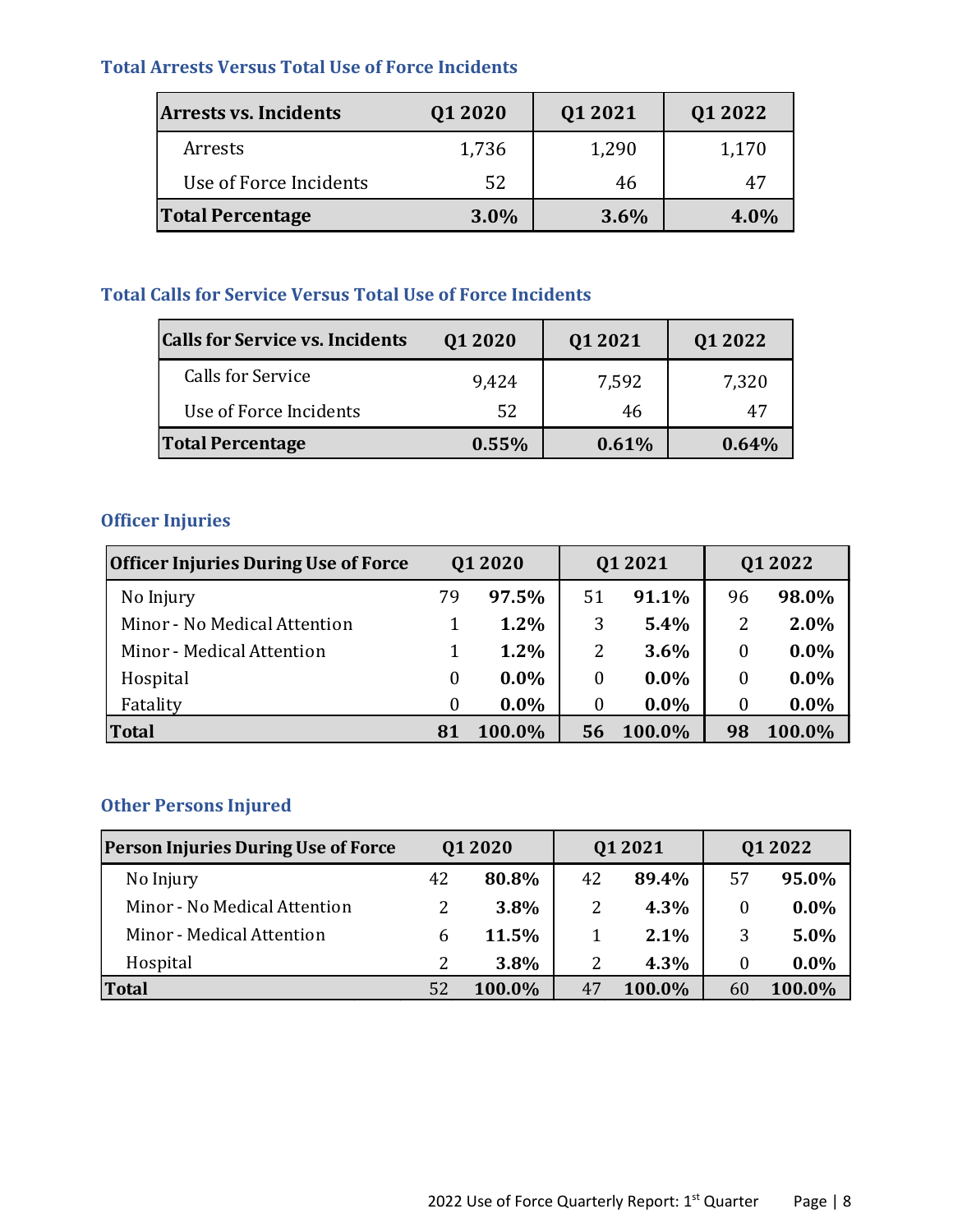### Total Arrests Versus Total Use of Force Incidents

| Arrests vs. Incidents | Q1 2020 | Q1 2021 | Q1 2022 |
|---|---|---|---|
| Arrests | 1,736 | 1,290 | 1,170 |
| Use of Force Incidents | 52 | 46 | 47 |
| **Total Percentage** | **3.0%** | **3.6%** | **4.0%** |

### Total Calls for Service Versus Total Use of Force Incidents

| Calls for Service vs. Incidents | Q1 2020 | Q1 2021 | Q1 2022 |
|---|---|---|---|
| Calls for Service | 9,424 | 7,592 | 7,320 |
| Use of Force Incidents | 52 | 46 | 47 |
| **Total Percentage** | **0.55%** | **0.61%** | **0.64%** |

### Officer Injuries

| Officer Injuries During Use of Force | Q1 2020 | | Q1 2021 | | Q1 2022 | |
|---|---|---|---|---|---|---|
| No Injury | 79 | **97.5%** | 51 | **91.1%** | 96 | **98.0%** |
| Minor - No Medical Attention | 1 | **1.2%** | 3 | **5.4%** | 2 | **2.0%** |
| Minor - Medical Attention | 1 | **1.2%** | 2 | **3.6%** | 0 | **0.0%** |
| Hospital | 0 | **0.0%** | 0 | **0.0%** | 0 | **0.0%** |
| Fatality | 0 | **0.0%** | 0 | **0.0%** | 0 | **0.0%** |
| **Total** | **81** | **100.0%** | **56** | **100.0%** | **98** | **100.0%** |

### Other Persons Injured

| Person Injuries During Use of Force | Q1 2020 | | Q1 2021 | | Q1 2022 | |
|---|---|---|---|---|---|---|
| No Injury | 42 | **80.8%** | 42 | **89.4%** | 57 | **95.0%** |
| Minor - No Medical Attention | 2 | **3.8%** | 2 | **4.3%** | 0 | **0.0%** |
| Minor - Medical Attention | 6 | **11.5%** | 1 | **2.1%** | 3 | **5.0%** |
| Hospital | 2 | **3.8%** | 2 | **4.3%** | 0 | **0.0%** |
| **Total** | 52 | **100.0%** | 47 | **100.0%** | 60 | **100.0%** |